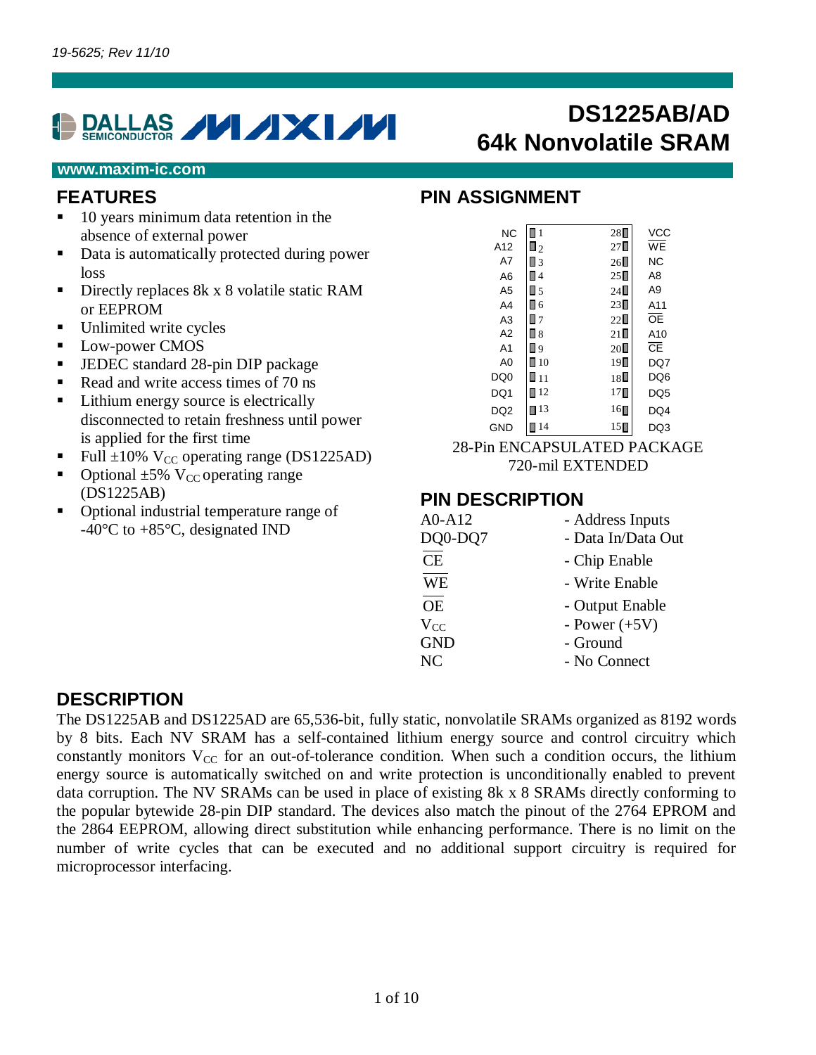19-5625; Rev 11/10

# DS1225AB/AD 64k Nonvolatile SRAM

www.maxim-ic.com

## FEATURES

- 10 years minimum data retention in the absence of external power
- Data is automatically protected during power loss
- Directly replaces 8k x 8 volatile static RAM or EEPROM
- Unlimited write cycles
- Low-power CMOS
- JEDEC standard 28-pin DIP package
- Read and write access times of 70 ns
- Lithium energy source is electrically disconnected to retain freshness until power is applied for the first time
- Full ±10% $V_{CC}$ operating range (DS1225AD)
- Optional ±5% $V_{CC}$ operating range (DS1225AB)
- Optional industrial temperature range of -40°C to +85°C, designated IND

## PIN ASSIGNMENT

| Signal | Pin | Pin | Signal |
|---|---|---|---|
| NC | 1 | 28 | VCC |
| A12 | 2 | 27 | $\overline{WE}$ |
| A7 | 3 | 26 | NC |
| A6 | 4 | 25 | A8 |
| A5 | 5 | 24 | A9 |
| A4 | 6 | 23 | A11 |
| A3 | 7 | 22 | $\overline{OE}$ |
| A2 | 8 | 21 | A10 |
| A1 | 9 | 20 | $\overline{CE}$ |
| A0 | 10 | 19 | DQ7 |
| DQ0 | 11 | 18 | DQ6 |
| DQ1 | 12 | 17 | DQ5 |
| DQ2 | 13 | 16 | DQ4 |
| GND | 14 | 15 | DQ3 |

28-Pin ENCAPSULATED PACKAGE
720-mil EXTENDED

## PIN DESCRIPTION

| | |
|---|---|
| A0-A12 | - Address Inputs |
| DQ0-DQ7 | - Data In/Data Out |
| $\overline{CE}$ | - Chip Enable |
| $\overline{WE}$ | - Write Enable |
| $\overline{OE}$ | - Output Enable |
| $V_{CC}$ | - Power (+5V) |
| GND | - Ground |
| NC | - No Connect |

## DESCRIPTION

The DS1225AB and DS1225AD are 65,536-bit, fully static, nonvolatile SRAMs organized as 8192 words by 8 bits. Each NV SRAM has a self-contained lithium energy source and control circuitry which constantly monitors $V_{CC}$ for an out-of-tolerance condition. When such a condition occurs, the lithium energy source is automatically switched on and write protection is unconditionally enabled to prevent data corruption. The NV SRAMs can be used in place of existing 8k x 8 SRAMs directly conforming to the popular bytewide 28-pin DIP standard. The devices also match the pinout of the 2764 EPROM and the 2864 EEPROM, allowing direct substitution while enhancing performance. There is no limit on the number of write cycles that can be executed and no additional support circuitry is required for microprocessor interfacing.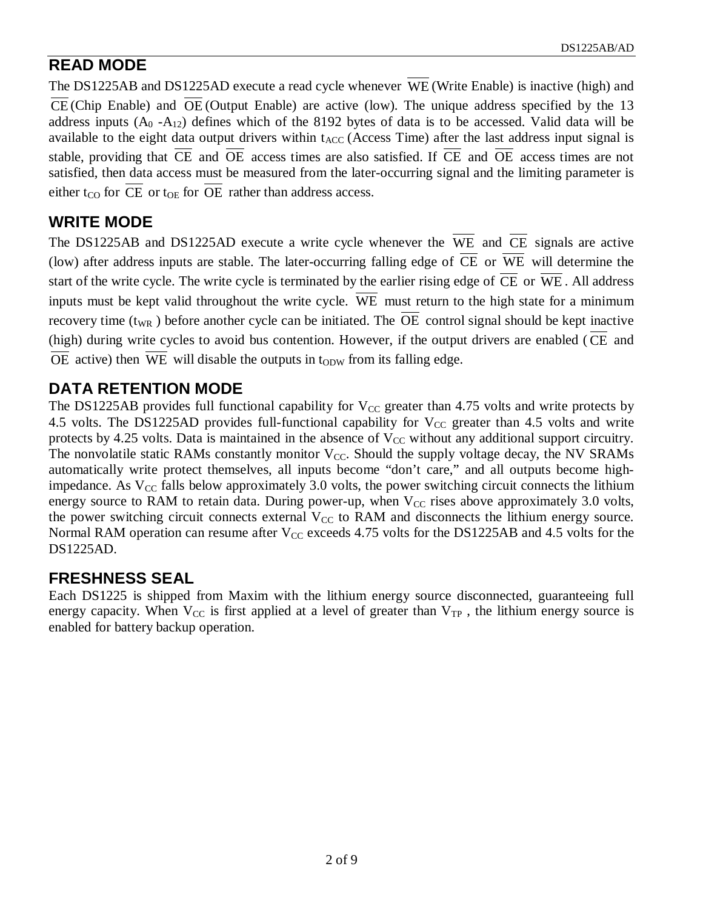## READ MODE

The DS1225AB and DS1225AD execute a read cycle whenever $\overline{WE}$ (Write Enable) is inactive (high) and $\overline{CE}$ (Chip Enable) and $\overline{OE}$ (Output Enable) are active (low). The unique address specified by the 13 address inputs ($A_0$ -$A_{12}$) defines which of the 8192 bytes of data is to be accessed. Valid data will be available to the eight data output drivers within $t_{ACC}$ (Access Time) after the last address input signal is stable, providing that $\overline{CE}$ and $\overline{OE}$ access times are also satisfied. If $\overline{CE}$ and $\overline{OE}$ access times are not satisfied, then data access must be measured from the later-occurring signal and the limiting parameter is either $t_{CO}$ for $\overline{CE}$ or $t_{OE}$ for $\overline{OE}$ rather than address access.

## WRITE MODE

The DS1225AB and DS1225AD execute a write cycle whenever the $\overline{WE}$ and $\overline{CE}$ signals are active (low) after address inputs are stable. The later-occurring falling edge of $\overline{CE}$ or $\overline{WE}$ will determine the start of the write cycle. The write cycle is terminated by the earlier rising edge of $\overline{CE}$ or $\overline{WE}$. All address inputs must be kept valid throughout the write cycle. $\overline{WE}$ must return to the high state for a minimum recovery time ($t_{WR}$ ) before another cycle can be initiated. The $\overline{OE}$ control signal should be kept inactive (high) during write cycles to avoid bus contention. However, if the output drivers are enabled ($\overline{CE}$ and $\overline{OE}$ active) then $\overline{WE}$ will disable the outputs in $t_{ODW}$ from its falling edge.

## DATA RETENTION MODE

The DS1225AB provides full functional capability for $V_{CC}$ greater than 4.75 volts and write protects by 4.5 volts. The DS1225AD provides full-functional capability for $V_{CC}$ greater than 4.5 volts and write protects by 4.25 volts. Data is maintained in the absence of $V_{CC}$ without any additional support circuitry. The nonvolatile static RAMs constantly monitor $V_{CC}$. Should the supply voltage decay, the NV SRAMs automatically write protect themselves, all inputs become "don't care," and all outputs become high-impedance. As $V_{CC}$ falls below approximately 3.0 volts, the power switching circuit connects the lithium energy source to RAM to retain data. During power-up, when $V_{CC}$ rises above approximately 3.0 volts, the power switching circuit connects external $V_{CC}$ to RAM and disconnects the lithium energy source. Normal RAM operation can resume after $V_{CC}$ exceeds 4.75 volts for the DS1225AB and 4.5 volts for the DS1225AD.

## FRESHNESS SEAL

Each DS1225 is shipped from Maxim with the lithium energy source disconnected, guaranteeing full energy capacity. When $V_{CC}$ is first applied at a level of greater than $V_{TP}$ , the lithium energy source is enabled for battery backup operation.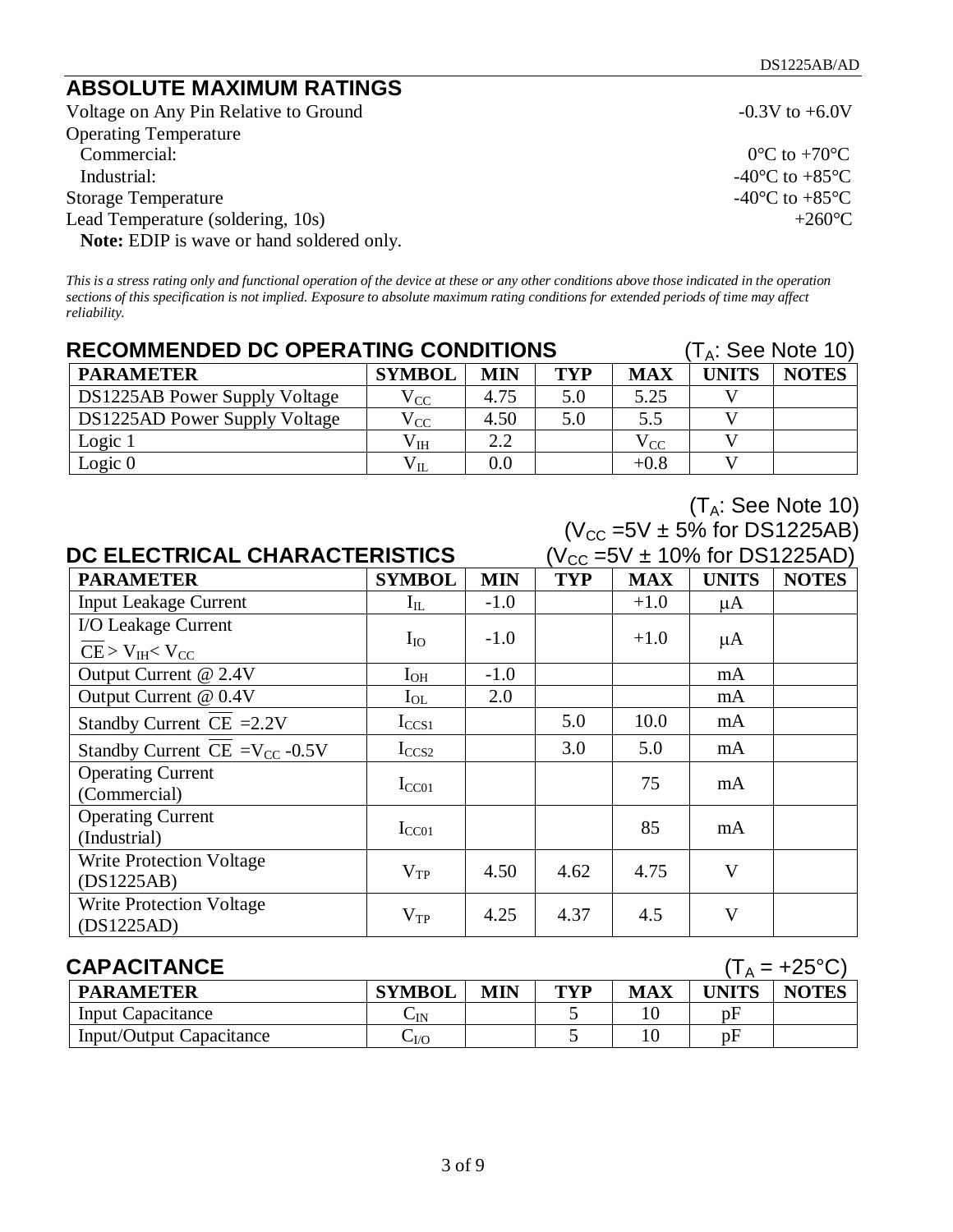## ABSOLUTE MAXIMUM RATINGS

| | |
|---|---|
| Voltage on Any Pin Relative to Ground | -0.3V to +6.0V |
| Operating Temperature | |
| Commercial: | 0°C to +70°C |
| Industrial: | -40°C to +85°C |
| Storage Temperature | -40°C to +85°C |
| Lead Temperature (soldering, 10s) | +260°C |

**Note:** EDIP is wave or hand soldered only.

*This is a stress rating only and functional operation of the device at these or any other conditions above those indicated in the operation sections of this specification is not implied. Exposure to absolute maximum rating conditions for extended periods of time may affect reliability.*

## RECOMMENDED DC OPERATING CONDITIONS

($T_A$: See Note 10)

| PARAMETER | SYMBOL | MIN | TYP | MAX | UNITS | NOTES |
|---|---|---|---|---|---|---|
| DS1225AB Power Supply Voltage | $V_{CC}$ | 4.75 | 5.0 | 5.25 | V | |
| DS1225AD Power Supply Voltage | $V_{CC}$ | 4.50 | 5.0 | 5.5 | V | |
| Logic 1 | $V_{IH}$ | 2.2 | | $V_{CC}$ | V | |
| Logic 0 | $V_{IL}$ | 0.0 | | +0.8 | V | |

## DC ELECTRICAL CHARACTERISTICS

($T_A$: See Note 10)
($V_{CC}$ =5V ± 5% for DS1225AB)
($V_{CC}$ =5V ± 10% for DS1225AD)

| PARAMETER | SYMBOL | MIN | TYP | MAX | UNITS | NOTES |
|---|---|---|---|---|---|---|
| Input Leakage Current | $I_{IL}$ | -1.0 | | +1.0 | μA | |
| I/O Leakage Current $\overline{CE} > V_{IH} < V_{CC}$ | $I_{IO}$ | -1.0 | | +1.0 | μA | |
| Output Current @ 2.4V | $I_{OH}$ | -1.0 | | | mA | |
| Output Current @ 0.4V | $I_{OL}$ | 2.0 | | | mA | |
| Standby Current $\overline{CE}$ =2.2V | $I_{CCS1}$ | | 5.0 | 10.0 | mA | |
| Standby Current $\overline{CE}$ =$V_{CC}$ -0.5V | $I_{CCS2}$ | | 3.0 | 5.0 | mA | |
| Operating Current (Commercial) | $I_{CC01}$ | | | 75 | mA | |
| Operating Current (Industrial) | $I_{CC01}$ | | | 85 | mA | |
| Write Protection Voltage (DS1225AB) | $V_{TP}$ | 4.50 | 4.62 | 4.75 | V | |
| Write Protection Voltage (DS1225AD) | $V_{TP}$ | 4.25 | 4.37 | 4.5 | V | |

## CAPACITANCE

($T_A$ = +25°C)

| PARAMETER | SYMBOL | MIN | TYP | MAX | UNITS | NOTES |
|---|---|---|---|---|---|---|
| Input Capacitance | $C_{IN}$ | | 5 | 10 | pF | |
| Input/Output Capacitance | $C_{I/O}$ | | 5 | 10 | pF | |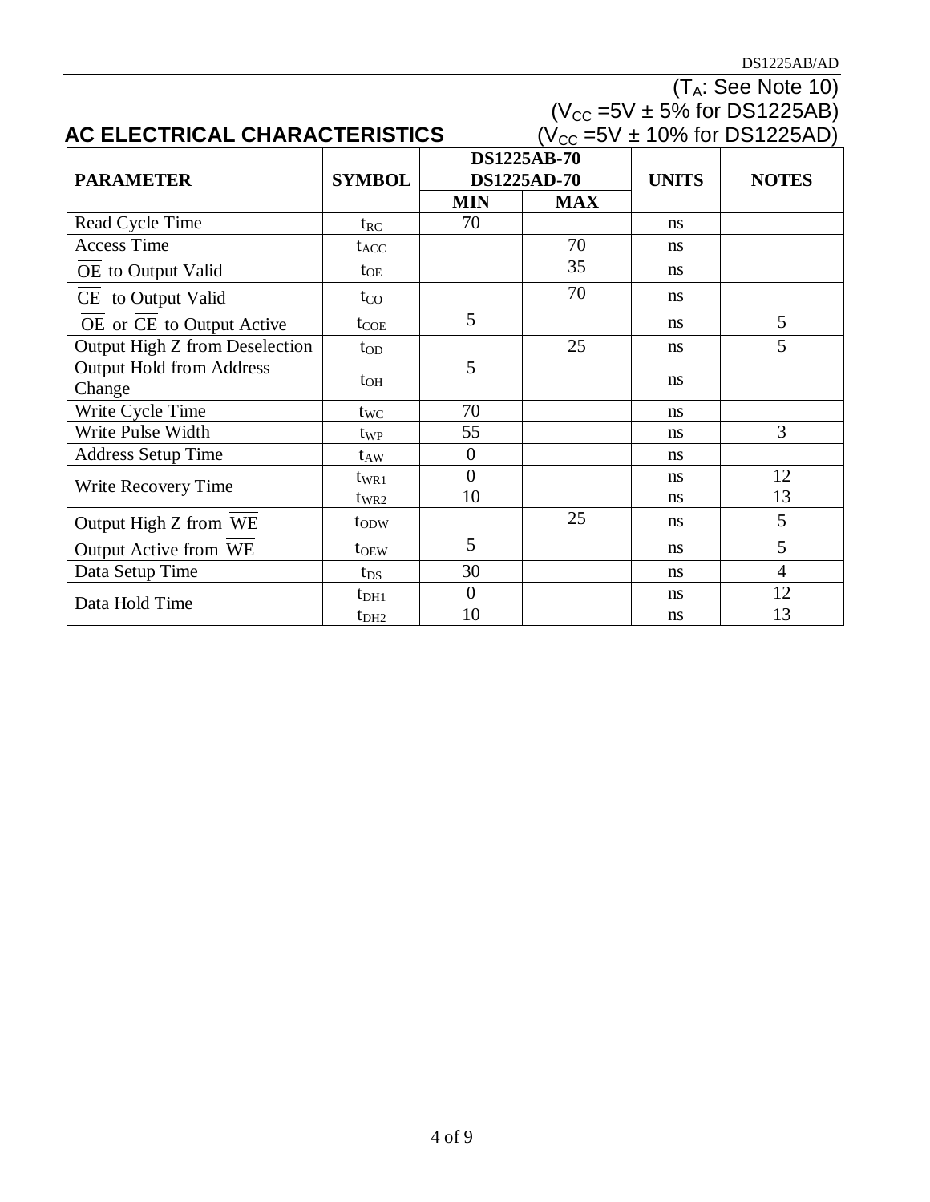## AC ELECTRICAL CHARACTERISTICS

($T_A$: See Note 10)
($V_{CC}$ =5V ± 5% for DS1225AB)
($V_{CC}$ =5V ± 10% for DS1225AD)

| PARAMETER | SYMBOL | DS1225AB-70 DS1225AD-70 | | UNITS | NOTES |
|---|---|---|---|---|---|
| | | MIN | MAX | | |
| Read Cycle Time | $t_{RC}$ | 70 | | ns | |
| Access Time | $t_{ACC}$ | | 70 | ns | |
| $\overline{OE}$ to Output Valid | $t_{OE}$ | | 35 | ns | |
| $\overline{CE}$ to Output Valid | $t_{CO}$ | | 70 | ns | |
| $\overline{OE}$ or $\overline{CE}$ to Output Active | $t_{COE}$ | 5 | | ns | 5 |
| Output High Z from Deselection | $t_{OD}$ | | 25 | ns | 5 |
| Output Hold from Address Change | $t_{OH}$ | 5 | | ns | |
| Write Cycle Time | $t_{WC}$ | 70 | | ns | |
| Write Pulse Width | $t_{WP}$ | 55 | | ns | 3 |
| Address Setup Time | $t_{AW}$ | 0 | | ns | |
| Write Recovery Time | $t_{WR1}$ | 0 | | ns | 12 |
| | $t_{WR2}$ | 10 | | ns | 13 |
| Output High Z from $\overline{WE}$ | $t_{ODW}$ | | 25 | ns | 5 |
| Output Active from $\overline{WE}$ | $t_{OEW}$ | 5 | | ns | 5 |
| Data Setup Time | $t_{DS}$ | 30 | | ns | 4 |
| Data Hold Time | $t_{DH1}$ | 0 | | ns | 12 |
| | $t_{DH2}$ | 10 | | ns | 13 |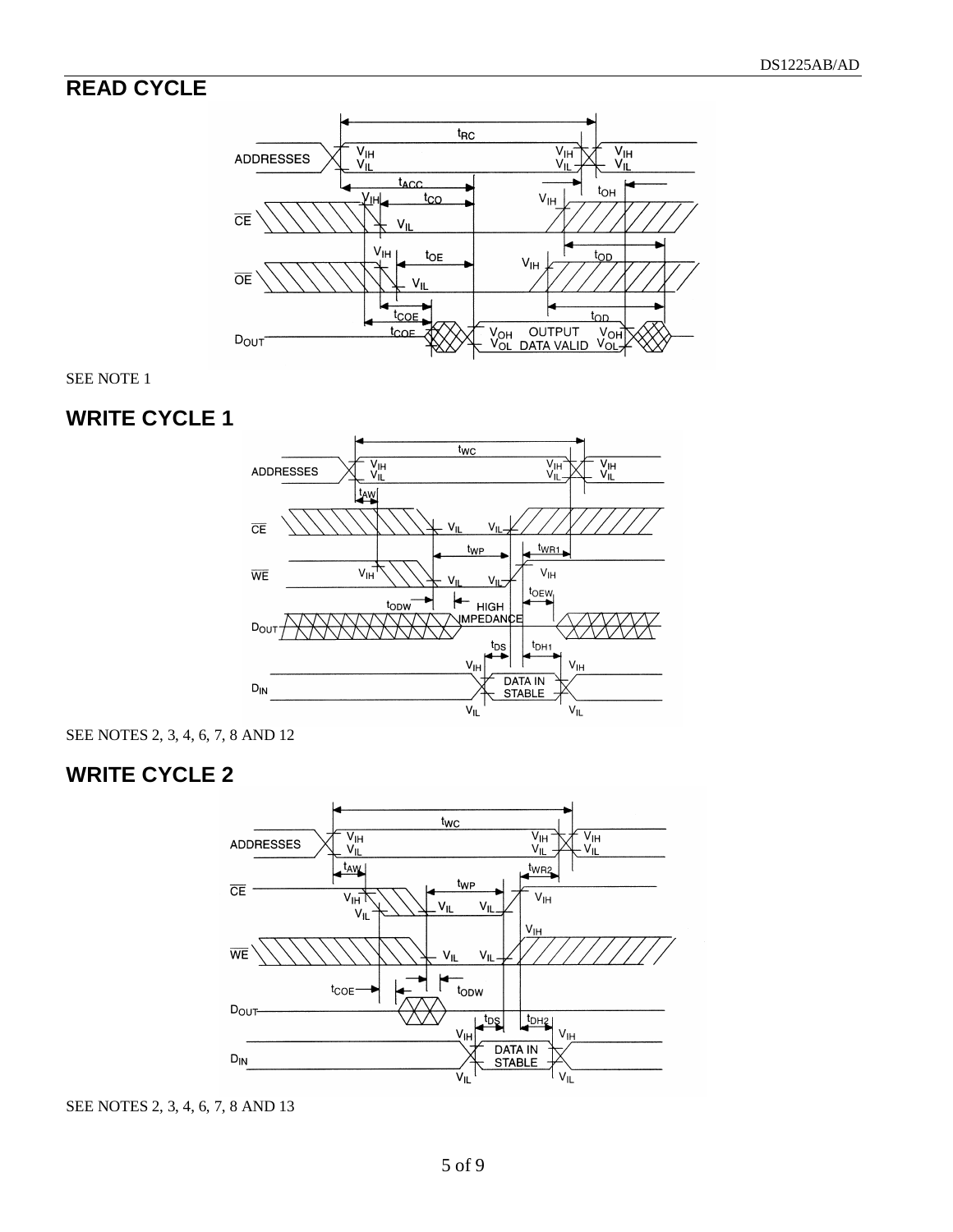## READ CYCLE

SEE NOTE 1

## WRITE CYCLE 1

SEE NOTES 2, 3, 4, 6, 7, 8 AND 12

## WRITE CYCLE 2

SEE NOTES 2, 3, 4, 6, 7, 8 AND 13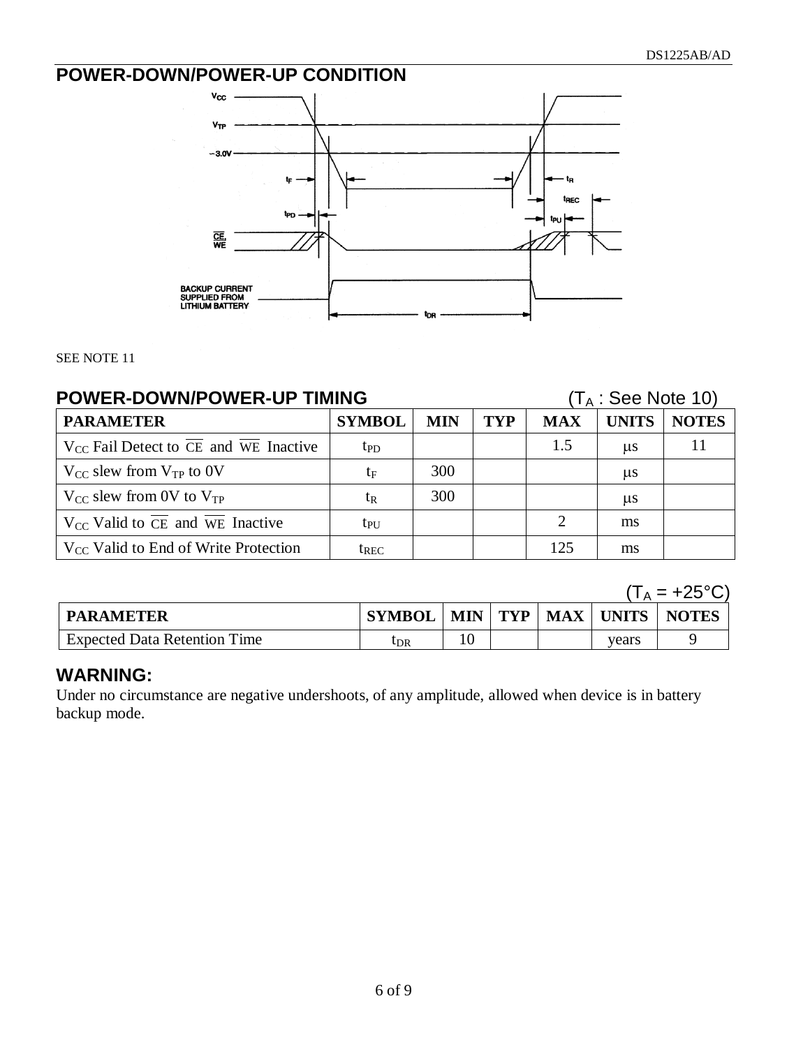## POWER-DOWN/POWER-UP CONDITION

SEE NOTE 11

## POWER-DOWN/POWER-UP TIMING

($T_A$ : See Note 10)

| PARAMETER | SYMBOL | MIN | TYP | MAX | UNITS | NOTES |
|---|---|---|---|---|---|---|
| $V_{CC}$ Fail Detect to $\overline{CE}$ and $\overline{WE}$ Inactive | $t_{PD}$ | | | 1.5 | μs | 11 |
| $V_{CC}$ slew from $V_{TP}$ to 0V | $t_F$ | 300 | | | μs | |
| $V_{CC}$ slew from 0V to $V_{TP}$ | $t_R$ | 300 | | | μs | |
| $V_{CC}$ Valid to $\overline{CE}$ and $\overline{WE}$ Inactive | $t_{PU}$ | | | 2 | ms | |
| $V_{CC}$ Valid to End of Write Protection | $t_{REC}$ | | | 125 | ms | |

($T_A$ = +25°C)

| PARAMETER | SYMBOL | MIN | TYP | MAX | UNITS | NOTES |
|---|---|---|---|---|---|---|
| Expected Data Retention Time | $t_{DR}$ | 10 | | | years | 9 |

## WARNING:

Under no circumstance are negative undershoots, of any amplitude, allowed when device is in battery backup mode.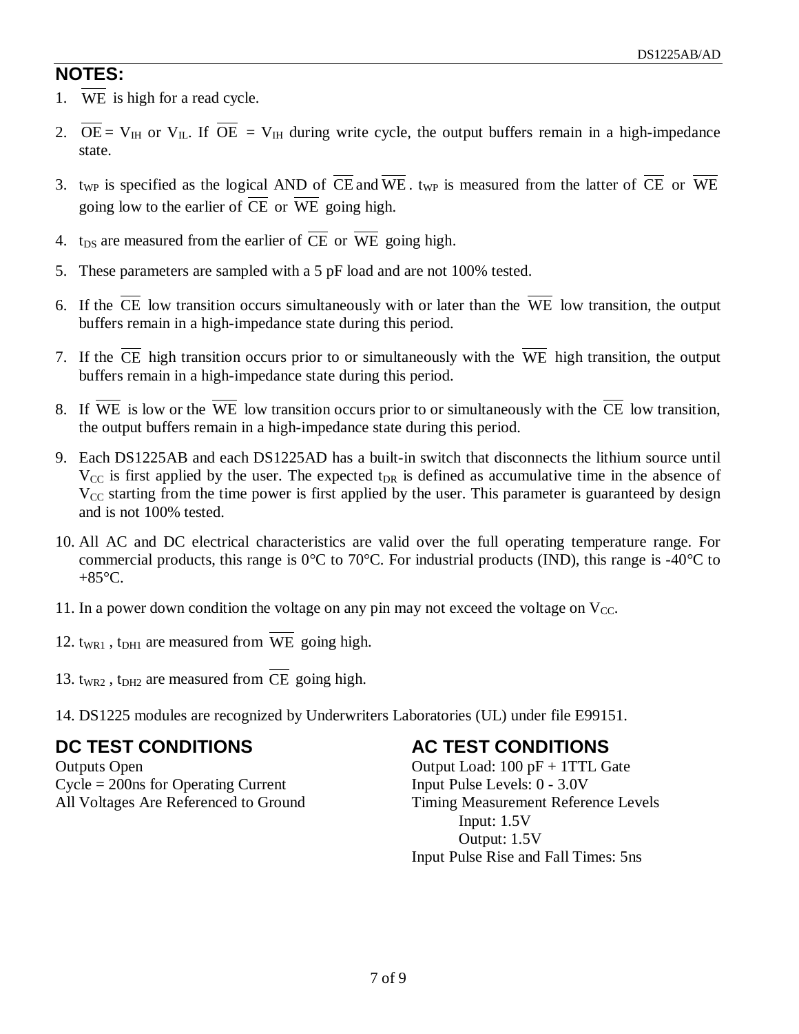## NOTES:

1. $\overline{WE}$ is high for a read cycle.

2. $\overline{OE} = V_{IH}$ or $V_{IL}$. If $\overline{OE} = V_{IH}$ during write cycle, the output buffers remain in a high-impedance state.

3. $t_{WP}$ is specified as the logical AND of $\overline{CE}$ and $\overline{WE}$. $t_{WP}$ is measured from the latter of $\overline{CE}$ or $\overline{WE}$ going low to the earlier of $\overline{CE}$ or $\overline{WE}$ going high.

4. $t_{DS}$ are measured from the earlier of $\overline{CE}$ or $\overline{WE}$ going high.

5. These parameters are sampled with a 5 pF load and are not 100% tested.

6. If the $\overline{CE}$ low transition occurs simultaneously with or later than the $\overline{WE}$ low transition, the output buffers remain in a high-impedance state during this period.

7. If the $\overline{CE}$ high transition occurs prior to or simultaneously with the $\overline{WE}$ high transition, the output buffers remain in a high-impedance state during this period.

8. If $\overline{WE}$ is low or the $\overline{WE}$ low transition occurs prior to or simultaneously with the $\overline{CE}$ low transition, the output buffers remain in a high-impedance state during this period.

9. Each DS1225AB and each DS1225AD has a built-in switch that disconnects the lithium source until $V_{CC}$ is first applied by the user. The expected $t_{DR}$ is defined as accumulative time in the absence of $V_{CC}$ starting from the time power is first applied by the user. This parameter is guaranteed by design and is not 100% tested.

10. All AC and DC electrical characteristics are valid over the full operating temperature range. For commercial products, this range is 0°C to 70°C. For industrial products (IND), this range is -40°C to +85°C.

11. In a power down condition the voltage on any pin may not exceed the voltage on $V_{CC}$.

12. $t_{WR1}$, $t_{DH1}$ are measured from $\overline{WE}$ going high.

13. $t_{WR2}$, $t_{DH2}$ are measured from $\overline{CE}$ going high.

14. DS1225 modules are recognized by Underwriters Laboratories (UL) under file E99151.

## DC TEST CONDITIONS

Outputs Open
Cycle = 200ns for Operating Current
All Voltages Are Referenced to Ground

## AC TEST CONDITIONS

Output Load: 100 pF + 1TTL Gate
Input Pulse Levels: 0 - 3.0V
Timing Measurement Reference Levels
  Input: 1.5V
  Output: 1.5V
Input Pulse Rise and Fall Times: 5ns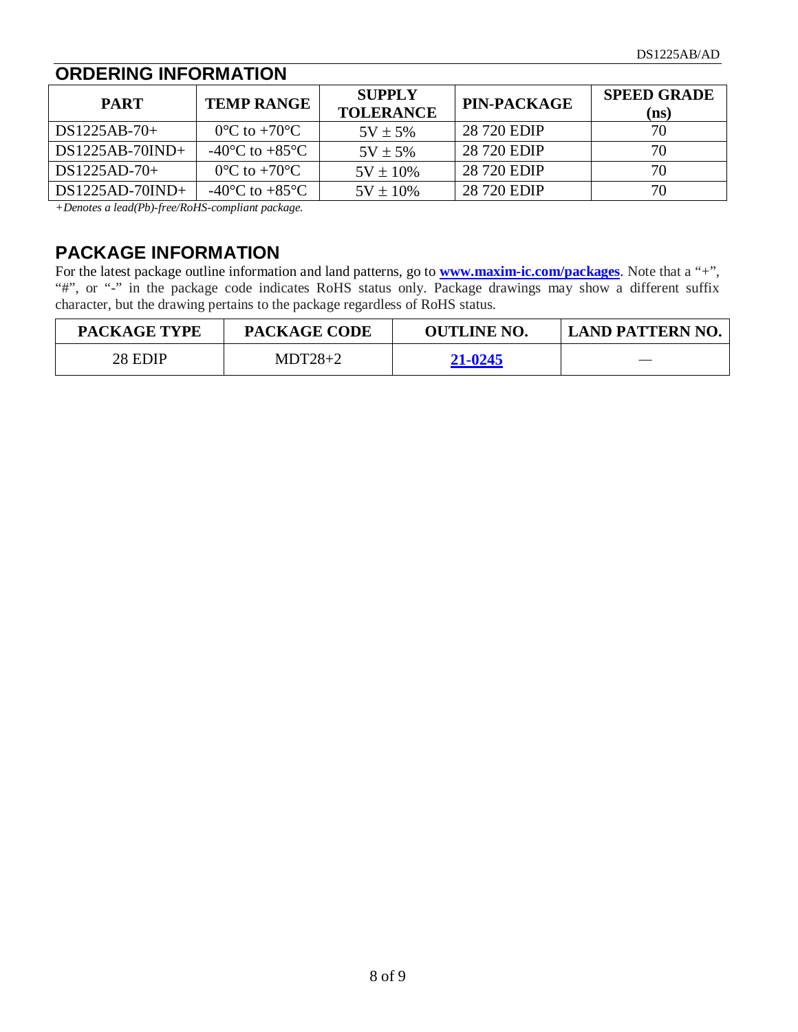## ORDERING INFORMATION

| PART | TEMP RANGE | SUPPLY TOLERANCE | PIN-PACKAGE | SPEED GRADE (ns) |
|---|---|---|---|---|
| DS1225AB-70+ | 0°C to +70°C | 5V ± 5% | 28 720 EDIP | 70 |
| DS1225AB-70IND+ | -40°C to +85°C | 5V ± 5% | 28 720 EDIP | 70 |
| DS1225AD-70+ | 0°C to +70°C | 5V ± 10% | 28 720 EDIP | 70 |
| DS1225AD-70IND+ | -40°C to +85°C | 5V ± 10% | 28 720 EDIP | 70 |

*+Denotes a lead(Pb)-free/RoHS-compliant package.*

## PACKAGE INFORMATION

For the latest package outline information and land patterns, go to **www.maxim-ic.com/packages**. Note that a "+", "#", or "-" in the package code indicates RoHS status only. Package drawings may show a different suffix character, but the drawing pertains to the package regardless of RoHS status.

| PACKAGE TYPE | PACKAGE CODE | OUTLINE NO. | LAND PATTERN NO. |
|---|---|---|---|
| 28 EDIP | MDT28+2 | **21-0245** | — |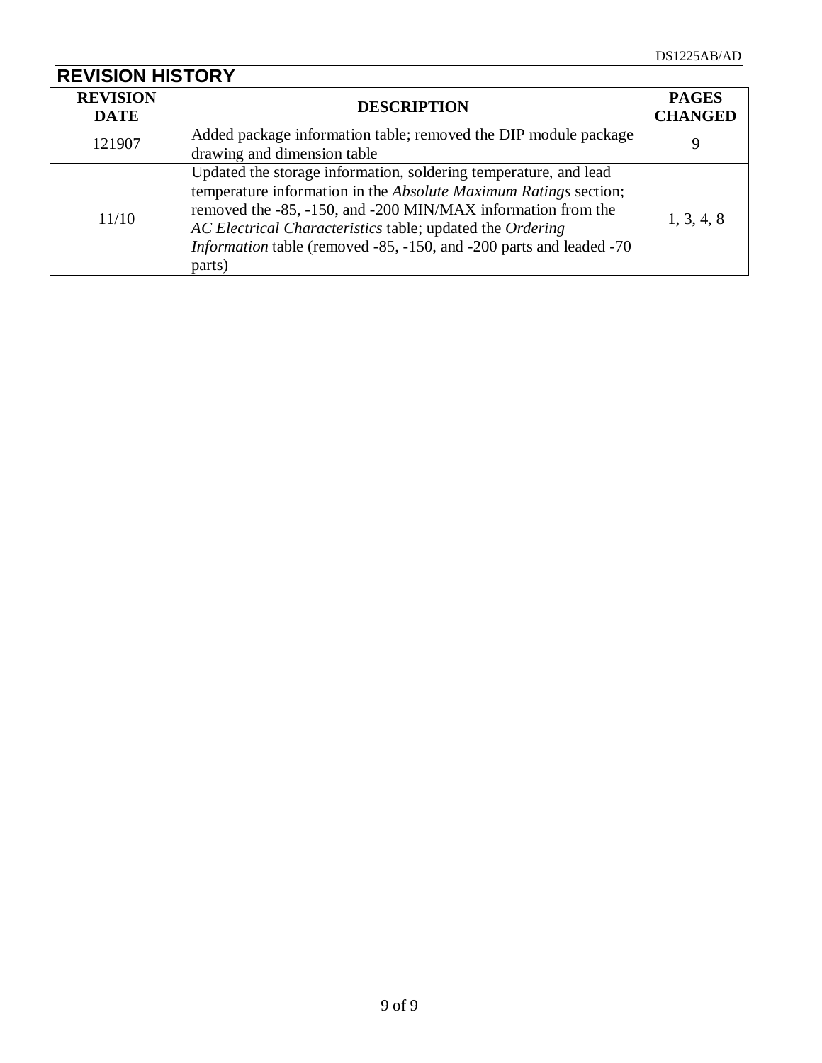## REVISION HISTORY

| REVISION DATE | DESCRIPTION | PAGES CHANGED |
|---|---|---|
| 121907 | Added package information table; removed the DIP module package drawing and dimension table | 9 |
| 11/10 | Updated the storage information, soldering temperature, and lead temperature information in the *Absolute Maximum Ratings* section; removed the -85, -150, and -200 MIN/MAX information from the *AC Electrical Characteristics* table; updated the *Ordering Information* table (removed -85, -150, and -200 parts and leaded -70 parts) | 1, 3, 4, 8 |